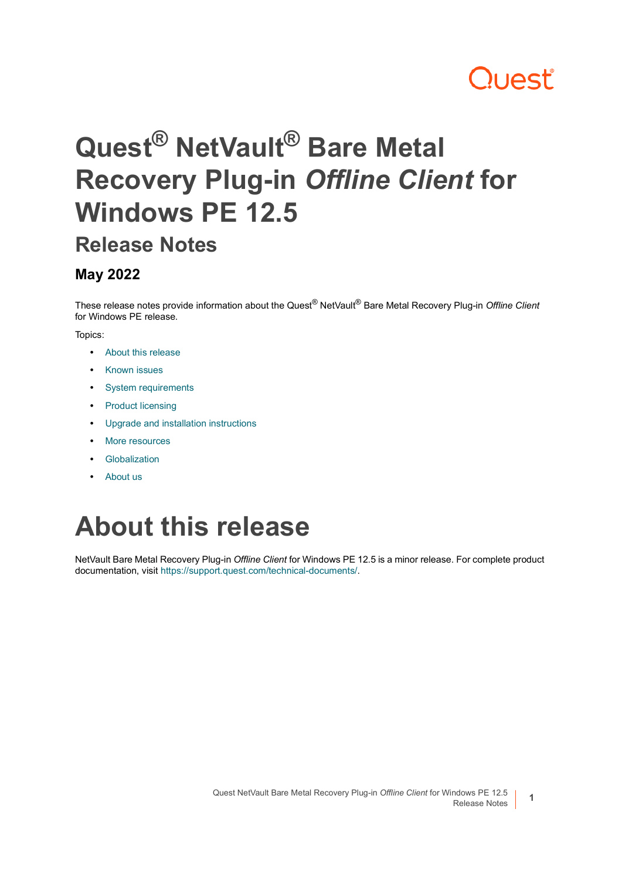# Quest® NetVault® Bare Metal Recovery Plug-in *Offline Client* for Windows PE 12.5

## Release Notes

### May 2022

These release notes provide information about the Quest® NetVault® Bare Metal Recovery Plug-in *Offline Client* for Windows PE release.

Topics:

- About this release
- Known issues
- System requirements
- Product licensing
- Upgrade and installation instructions
- More resources
- Globalization
- About us

# About this release

NetVault Bare Metal Recovery Plug-in *Offline Client* for Windows PE 12.5 is a minor release. For complete product documentation, visit https://support.quest.com/technical-documents/.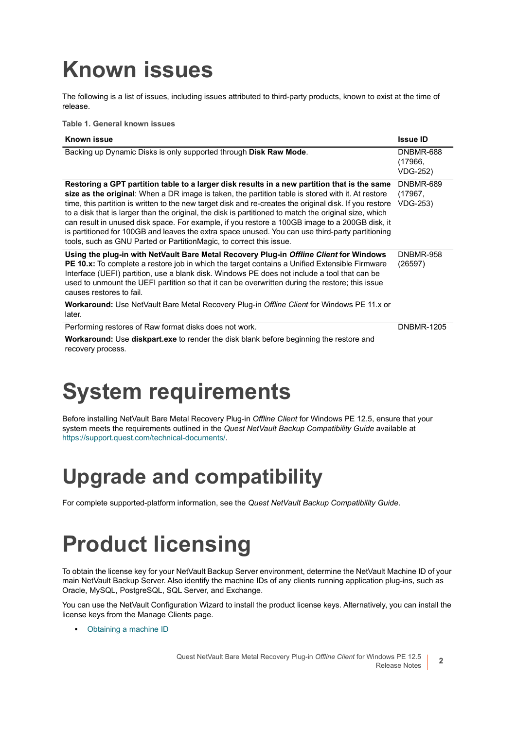# Known issues

The following is a list of issues, including issues attributed to third-party products, known to exist at the time of release.

**Table 1. General known issues**

| Known issue | Issue ID |
|---|---|
| Backing up Dynamic Disks is only supported through **Disk Raw Mode**. | DNBMR-688 (17966, VDG-252) |
| **Restoring a GPT partition table to a larger disk results in a new partition that is the same size as the original**: When a DR image is taken, the partition table is stored with it. At restore time, this partition is written to the new target disk and re-creates the original disk. If you restore to a disk that is larger than the original, the disk is partitioned to match the original size, which can result in unused disk space. For example, if you restore a 100GB image to a 200GB disk, it is partitioned for 100GB and leaves the extra space unused. You can use third-party partitioning tools, such as GNU Parted or PartitionMagic, to correct this issue. | DNBMR-689 (17967, VDG-253) |
| **Using the plug-in with NetVault Bare Metal Recovery Plug-in *Offline Client* for Windows PE 10.x:** To complete a restore job in which the target contains a Unified Extensible Firmware Interface (UEFI) partition, use a blank disk. Windows PE does not include a tool that can be used to unmount the UEFI partition so that it can be overwritten during the restore; this issue causes restores to fail.<br><br>**Workaround:** Use NetVault Bare Metal Recovery Plug-in *Offline Client* for Windows PE 11.x or later. | DNBMR-958 (26597) |
| Performing restores of Raw format disks does not work.<br><br>**Workaround:** Use **diskpart.exe** to render the disk blank before beginning the restore and recovery process. | DNBMR-1205 |

# System requirements

Before installing NetVault Bare Metal Recovery Plug-in *Offline Client* for Windows PE 12.5, ensure that your system meets the requirements outlined in the *Quest NetVault Backup Compatibility Guide* available at https://support.quest.com/technical-documents/.

# Upgrade and compatibility

For complete supported-platform information, see the *Quest NetVault Backup Compatibility Guide*.

# Product licensing

To obtain the license key for your NetVault Backup Server environment, determine the NetVault Machine ID of your main NetVault Backup Server. Also identify the machine IDs of any clients running application plug-ins, such as Oracle, MySQL, PostgreSQL, SQL Server, and Exchange.

You can use the NetVault Configuration Wizard to install the product license keys. Alternatively, you can install the license keys from the Manage Clients page.

- Obtaining a machine ID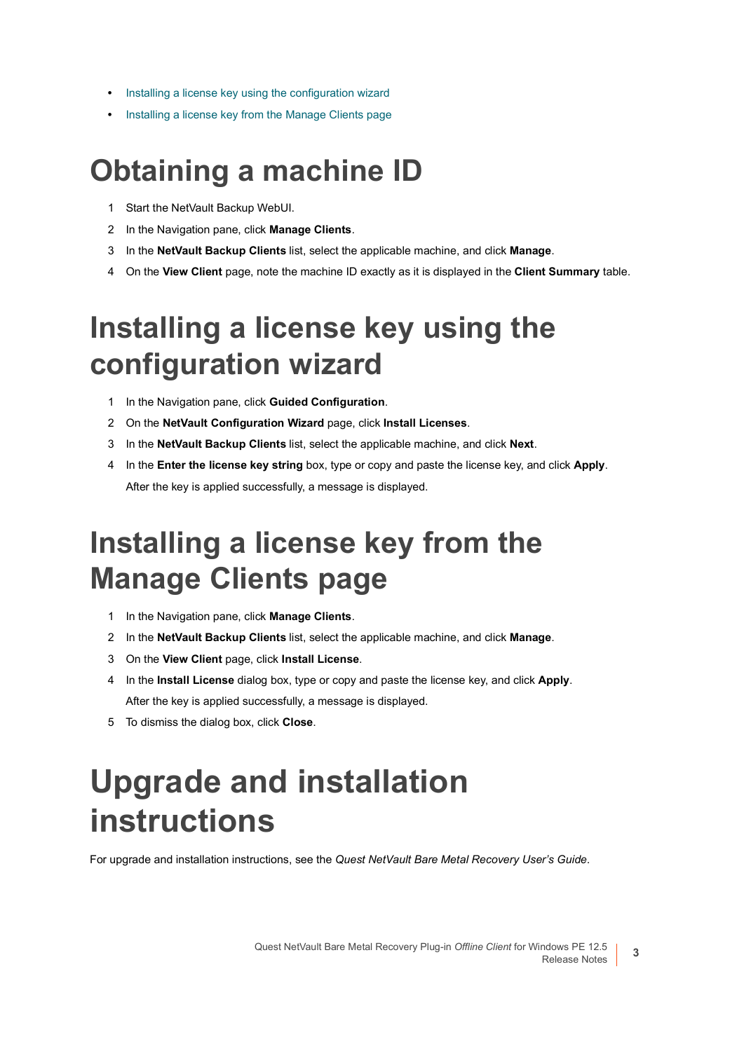- Installing a license key using the configuration wizard
- Installing a license key from the Manage Clients page

# Obtaining a machine ID

1. Start the NetVault Backup WebUI.
2. In the Navigation pane, click **Manage Clients**.
3. In the **NetVault Backup Clients** list, select the applicable machine, and click **Manage**.
4. On the **View Client** page, note the machine ID exactly as it is displayed in the **Client Summary** table.

# Installing a license key using the configuration wizard

1. In the Navigation pane, click **Guided Configuration**.
2. On the **NetVault Configuration Wizard** page, click **Install Licenses**.
3. In the **NetVault Backup Clients** list, select the applicable machine, and click **Next**.
4. In the **Enter the license key string** box, type or copy and paste the license key, and click **Apply**.

   After the key is applied successfully, a message is displayed.

# Installing a license key from the Manage Clients page

1. In the Navigation pane, click **Manage Clients**.
2. In the **NetVault Backup Clients** list, select the applicable machine, and click **Manage**.
3. On the **View Client** page, click **Install License**.
4. In the **Install License** dialog box, type or copy and paste the license key, and click **Apply**.

   After the key is applied successfully, a message is displayed.
5. To dismiss the dialog box, click **Close**.

# Upgrade and installation instructions

For upgrade and installation instructions, see the *Quest NetVault Bare Metal Recovery User's Guide*.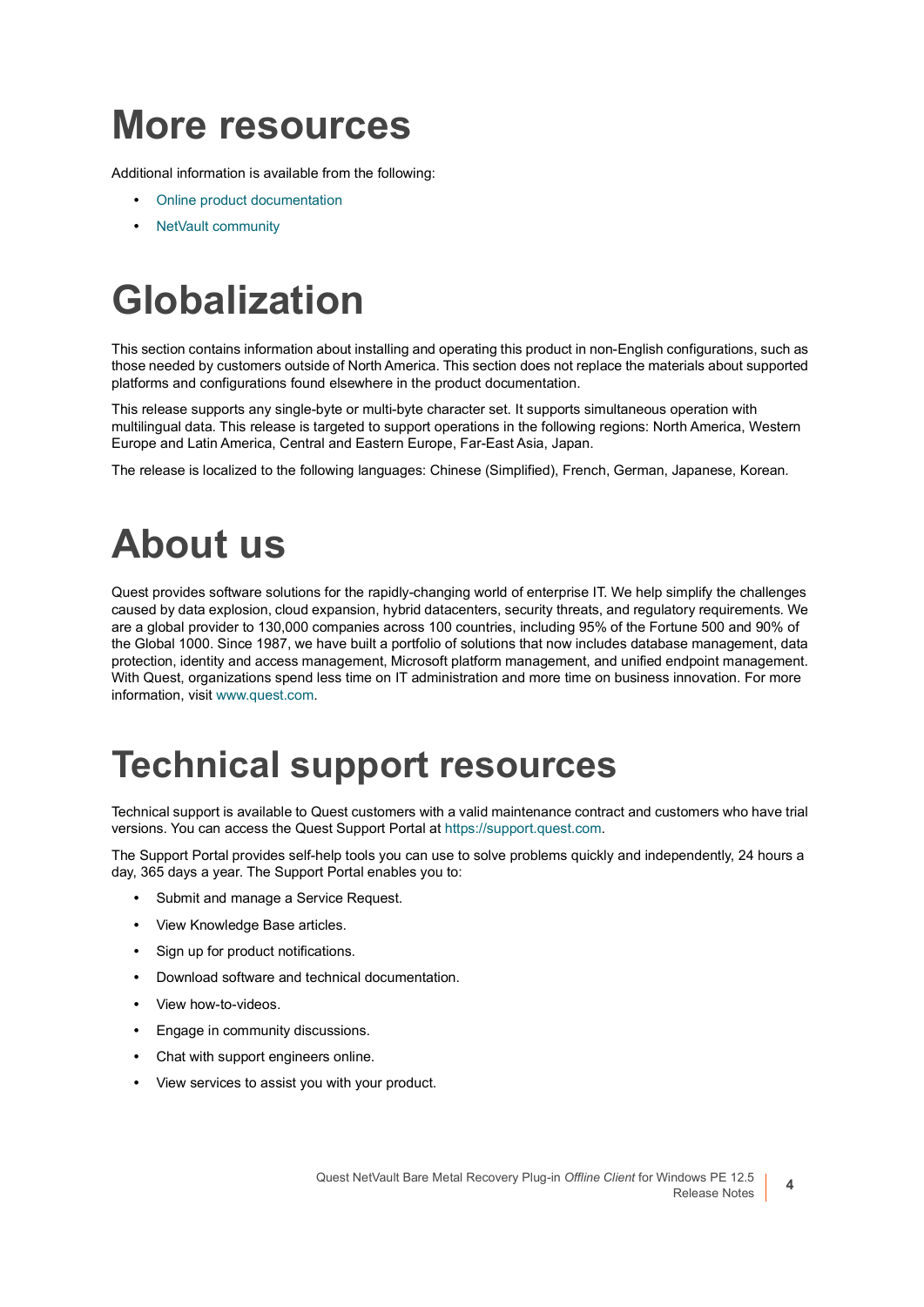# More resources

Additional information is available from the following:

- Online product documentation
- NetVault community

# Globalization

This section contains information about installing and operating this product in non-English configurations, such as those needed by customers outside of North America. This section does not replace the materials about supported platforms and configurations found elsewhere in the product documentation.

This release supports any single-byte or multi-byte character set. It supports simultaneous operation with multilingual data. This release is targeted to support operations in the following regions: North America, Western Europe and Latin America, Central and Eastern Europe, Far-East Asia, Japan.

The release is localized to the following languages: Chinese (Simplified), French, German, Japanese, Korean.

# About us

Quest provides software solutions for the rapidly-changing world of enterprise IT. We help simplify the challenges caused by data explosion, cloud expansion, hybrid datacenters, security threats, and regulatory requirements. We are a global provider to 130,000 companies across 100 countries, including 95% of the Fortune 500 and 90% of the Global 1000. Since 1987, we have built a portfolio of solutions that now includes database management, data protection, identity and access management, Microsoft platform management, and unified endpoint management. With Quest, organizations spend less time on IT administration and more time on business innovation. For more information, visit www.quest.com.

# Technical support resources

Technical support is available to Quest customers with a valid maintenance contract and customers who have trial versions. You can access the Quest Support Portal at https://support.quest.com.

The Support Portal provides self-help tools you can use to solve problems quickly and independently, 24 hours a day, 365 days a year. The Support Portal enables you to:

- Submit and manage a Service Request.
- View Knowledge Base articles.
- Sign up for product notifications.
- Download software and technical documentation.
- View how-to-videos.
- Engage in community discussions.
- Chat with support engineers online.
- View services to assist you with your product.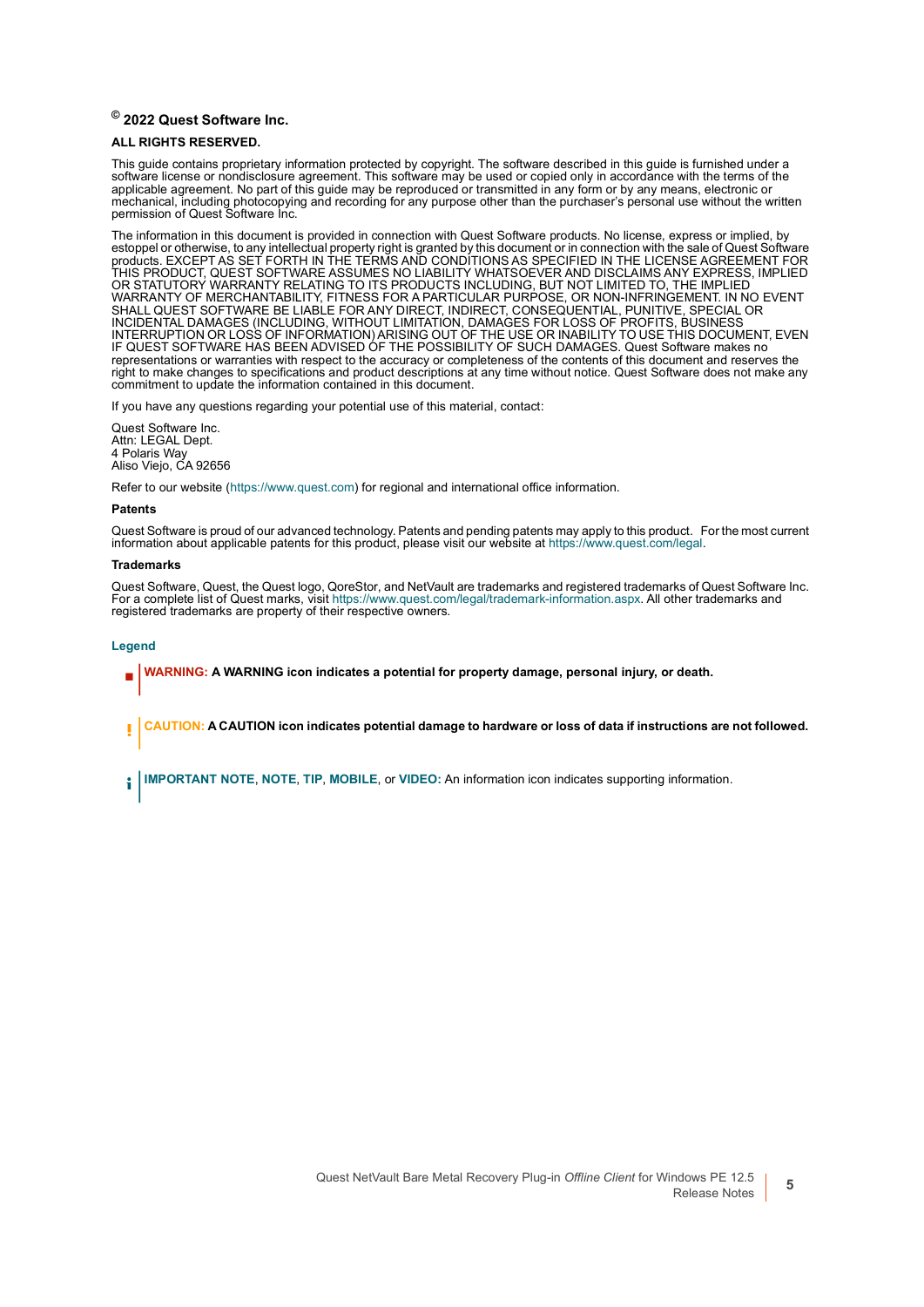**© 2022 Quest Software Inc.**

**ALL RIGHTS RESERVED.**

This guide contains proprietary information protected by copyright. The software described in this guide is furnished under a software license or nondisclosure agreement. This software may be used or copied only in accordance with the terms of the applicable agreement. No part of this guide may be reproduced or transmitted in any form or by any means, electronic or mechanical, including photocopying and recording for any purpose other than the purchaser's personal use without the written permission of Quest Software Inc.

The information in this document is provided in connection with Quest Software products. No license, express or implied, by estoppel or otherwise, to any intellectual property right is granted by this document or in connection with the sale of Quest Software products. EXCEPT AS SET FORTH IN THE TERMS AND CONDITIONS AS SPECIFIED IN THE LICENSE AGREEMENT FOR THIS PRODUCT, QUEST SOFTWARE ASSUMES NO LIABILITY WHATSOEVER AND DISCLAIMS ANY EXPRESS, IMPLIED OR STATUTORY WARRANTY RELATING TO ITS PRODUCTS INCLUDING, BUT NOT LIMITED TO, THE IMPLIED WARRANTY OF MERCHANTABILITY, FITNESS FOR A PARTICULAR PURPOSE, OR NON-INFRINGEMENT. IN NO EVENT SHALL QUEST SOFTWARE BE LIABLE FOR ANY DIRECT, INDIRECT, CONSEQUENTIAL, PUNITIVE, SPECIAL OR INCIDENTAL DAMAGES (INCLUDING, WITHOUT LIMITATION, DAMAGES FOR LOSS OF PROFITS, BUSINESS INTERRUPTION OR LOSS OF INFORMATION) ARISING OUT OF THE USE OR INABILITY TO USE THIS DOCUMENT, EVEN IF QUEST SOFTWARE HAS BEEN ADVISED OF THE POSSIBILITY OF SUCH DAMAGES. Quest Software makes no representations or warranties with respect to the accuracy or completeness of the contents of this document and reserves the right to make changes to specifications and product descriptions at any time without notice. Quest Software does not make any commitment to update the information contained in this document.

If you have any questions regarding your potential use of this material, contact:

Quest Software Inc.
Attn: LEGAL Dept.
4 Polaris Way
Aliso Viejo, CA 92656

Refer to our website (https://www.quest.com) for regional and international office information.

**Patents**

Quest Software is proud of our advanced technology. Patents and pending patents may apply to this product. For the most current information about applicable patents for this product, please visit our website at https://www.quest.com/legal.

**Trademarks**

Quest Software, Quest, the Quest logo, QoreStor, and NetVault are trademarks and registered trademarks of Quest Software Inc. For a complete list of Quest marks, visit https://www.quest.com/legal/trademark-information.aspx. All other trademarks and registered trademarks are property of their respective owners.

**Legend**

**WARNING: A WARNING icon indicates a potential for property damage, personal injury, or death.**

**CAUTION: A CAUTION icon indicates potential damage to hardware or loss of data if instructions are not followed.**

**IMPORTANT NOTE**, **NOTE**, **TIP**, **MOBILE**, or **VIDEO:** An information icon indicates supporting information.